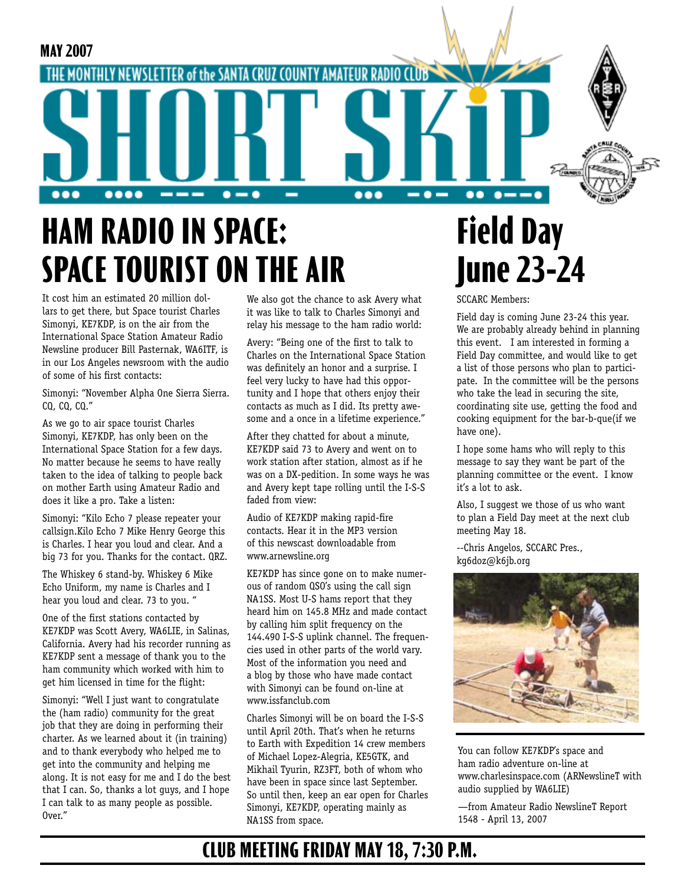MAY 2007

THE MONTHLY NEWSLETTER of the SANTA CRUZ COUNTY AMATEUR RADIO CLUB

# SHORT SKiP

## HAM RADIO IN SPACE: SPACE TOURIST ON THE AIR

It cost him an estimated 20 million dollars to get there, but Space tourist Charles Simonyi, KE7KDP, is on the air from the International Space Station. Amateur Radio Newsline producer Bill Pasternak, WA6ITF, is in our Los Angeles newsroom with the audio of some of his first contacts:

Simonyi: "November Alpha One Sierra Sierra. CQ, CQ, CQ."

As we go to air space tourist Charles Simonyi, KE7KDP, has only been on the International Space Station for a few days. No matter because he seems to have really taken to the idea of talking to people back on mother Earth using Amateur Radio and does it like a pro. Take a listen:

Simonyi: "Kilo Echo 7 please repeater your callsign.Kilo Echo 7 Mike Henry George this is Charles. I hear you loud and clear. And a big 73 for you. Thanks for the contact. QRZ.

The Whiskey 6 stand-by. Whiskey 6 Mike Echo Uniform, my name is Charles and I hear you loud and clear. 73 to you. "

One of the first stations contacted by KE7KDP was Scott Avery, WA6LIE, in Salinas, California. Avery had his recorder running as KE7KDP sent a message of thank you to the ham community which worked with him to get him licensed in time for the flight:

Simonyi: "Well I just want to congratulate the (ham radio) community for the great job that they are doing in performing their charter. As we learned about it (in training) and to thank everybody who helped me to get into the community and helping me along. It is not easy for me and I do the best that I can. So, thanks a lot guys, and I hope I can talk to as many people as possible. Over."

We also got the chance to ask Avery what it was like to talk to Charles Simonyi and relay his message to the ham radio world:

Avery: "Being one of the first to talk to Charles on the International Space Station was definitely an honor and a surprise. I feel very lucky to have had this opportunity and I hope that others enjoy their contacts as much as I did. Its pretty awesome and a once in a lifetime experience."

After they chatted for about a minute, KE7KDP said 73 to Avery and went on to work station after station, almost as if he was on a DX-pedition. In some ways he was and Avery kept tape rolling until the I-S-S faded from view:

Audio of KE7KDP making rapid-fire contacts. Hear it in the MP3 version of this newscast downloadable from www.arnewsline.org

KE7KDP has since gone on to make numerous of random QSO's using the call sign NA1SS. Most U-S hams report that they heard him on 145.8 MHz and made contact by calling him split frequency on the 144.490 I-S-S uplink channel. The frequencies used in other parts of the world vary. Most of the information you need and a blog by those who have made contact with Simonyi can be found on-line at www.issfanclub.com

Charles Simonyi will be on board the I-S-S until April 20th. That's when he returns to Earth with Expedition 14 crew members of Michael Lopez-Alegria, KE5GTK, and Mikhail Tyurin, RZ3FT, both of whom who have been in space since last September. So until then, keep an ear open for Charles Simonyi, KE7KDP, operating mainly as NA1SS from space.

You can follow KE7KDP's space and ham radio adventure on-line at www.charlesinspace.com (ARNewslineT with audio supplied by WA6LIE)

—from Amateur Radio NewslineT Report 1548 - April 13, 2007

## Field Day June 23-24

SCCARC Members:

Field day is coming June 23-24 this year. We are probably already behind in planning this event. I am interested in forming a Field Day committee, and would like to get a list of those persons who plan to participate. In the committee will be the persons who take the lead in securing the site, coordinating site use, getting the food and cooking equipment for the bar-b-que(if we have one).

I hope some hams who will reply to this message to say they want be part of the planning committee or the event. I know it's a lot to ask.

Also, I suggest we those of us who want to plan a Field Day meet at the next club meeting May 18.

--Chris Angelos, SCCARC Pres., kg6doz@k6jb.org

**CLUB MEETING FRIDAY MAY 18, 7:30 P.M.**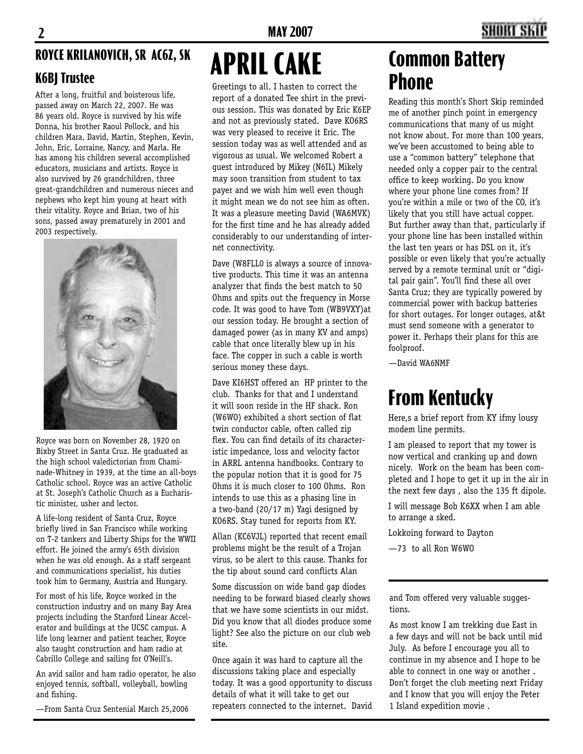## ROYCE KRILANOVICH, SR AC6Z, SK

### K6BJ Trustee

After a long, fruitful and boisterous life, passed away on March 22, 2007. He was 86 years old. Royce is survived by his wife Donna, his brother Raoul Pollock, and his children Mara, David, Martin, Stephen, Kevin, John, Eric, Lorraine, Nancy, and Marla. He has among his children several accomplished educators, musicians and artists. Royce is also survived by 26 grandchildren, three great-grandchildren and numerous nieces and nephews who kept him young at heart with their vitality. Royce and Brian, two of his sons, passed away prematurely in 2001 and 2003 respectively.

Royce was born on November 28, 1920 on Bixby Street in Santa Cruz. He graduated as the high school valedictorian from Chaminade-Whitney in 1939, at the time an all-boys Catholic school. Royce was an active Catholic at St. Joseph's Catholic Church as a Eucharistic minister, usher and lector.

A life-long resident of Santa Cruz, Royce briefly lived in San Francisco while working on T-2 tankers and Liberty Ships for the WWII effort. He joined the army's 65th division when he was old enough. As a staff sergeant and communications specialist, his duties took him to Germany, Austria and Hungary.

For most of his life, Royce worked in the construction industry and on many Bay Area projects including the Stanford Linear Accelerator and buildings at the UCSC campus. A life long learner and patient teacher, Royce also taught construction and ham radio at Cabrillo College and sailing for O'Neill's.

An avid sailor and ham radio operator, he also enjoyed tennis, softball, volleyball, bowling and fishing.

—From Santa Cruz Sentenial March 25,2006

# APRIL CAKE

Greetings to all. I hasten to correct the report of a donated Tee shirt in the previous session. This was donated by Eric K6EP and not as previously stated. Dave KO6RS was very pleased to receive it Eric. The session today was as well attended and as vigorous as usual. We welcomed Robert a guest introduced by Mikey (N6IL) Mikely may soon transition from student to tax payer and we wish him well even though it might mean we do not see him as often. It was a pleasure meeting David (WA6MVK) for the first time and he has already added considerably to our understanding of internet connectivity.

Dave (W8FLL0 is always a source of innovative products. This time it was an antenna analyzer that finds the best match to 50 Ohms and spits out the frequency in Morse code. It was good to have Tom (WB9VXY)at our session today. He brought a section of damaged power (as in many KV and amps) cable that once literally blew up in his face. The copper in such a cable is worth serious money these days.

Dave KI6HST offered an HP printer to the club. Thanks for that and I understand it will soon reside in the HF shack. Ron (W6WO) exhibited a short section of flat twin conductor cable, often called zip flex. You can find details of its characteristic impedance, loss and velocity factor in ARRL antenna handbooks. Contrary to the popular notion that it is good for 75 Ohms it is much closer to 100 Ohms. Ron intends to use this as a phasing line in a two-band (20/17 m) Yagi designed by KO6RS. Stay tuned for reports from KY.

Allan (KC6VJL) reported that recent email problems might be the result of a Trojan virus, so be alert to this cause. Thanks for the tip about sound card conflicts Alan

Some discussion on wide band gap diodes needing to be forward biased clearly shows that we have some scientists in our midst. Did you know that all diodes produce some light? See also the picture on our club web site.

Once again it was hard to capture all the discussions taking place and especially today. It was a good opportunity to discuss details of what it will take to get our repeaters connected to the internet. David and Tom offered very valuable suggestions.

As most know I am trekking due East in a few days and will not be back until mid July. As before I encourage you all to continue in my absence and I hope to be able to connect in one way or another . Don't forget the club meeting next Friday and I know that you will enjoy the Peter 1 Island expedition movie .

# Common Battery Phone

Reading this month's Short Skip reminded me of another pinch point in emergency communications that many of us might not know about. For more than 100 years, we've been accustomed to being able to use a "common battery" telephone that needed only a copper pair to the central office to keep working. Do you know where your phone line comes from? If you're within a mile or two of the CO, it's likely that you still have actual copper. But further away than that, particularly if your phone line has been installed within the last ten years or has DSL on it, it's possible or even likely that you're actually served by a remote terminal unit or "digital pair gain". You'll find these all over Santa Cruz; they are typically powered by commercial power with backup batteries for short outages. For longer outages, at&t must send someone with a generator to power it. Perhaps their plans for this are foolproof.

—David WA6NMF

# From Kentucky

Here,s a brief report from KY ifmy lousy modem line permits.

I am pleased to report that my tower is now vertical and cranking up and down nicely. Work on the beam has been completed and I hope to get it up in the air in the next few days , also the 135 ft dipole.

I will message Bob K6XX when I am able to arrange a sked.

Lokkoing forward to Dayton

—73 to all Ron W6WO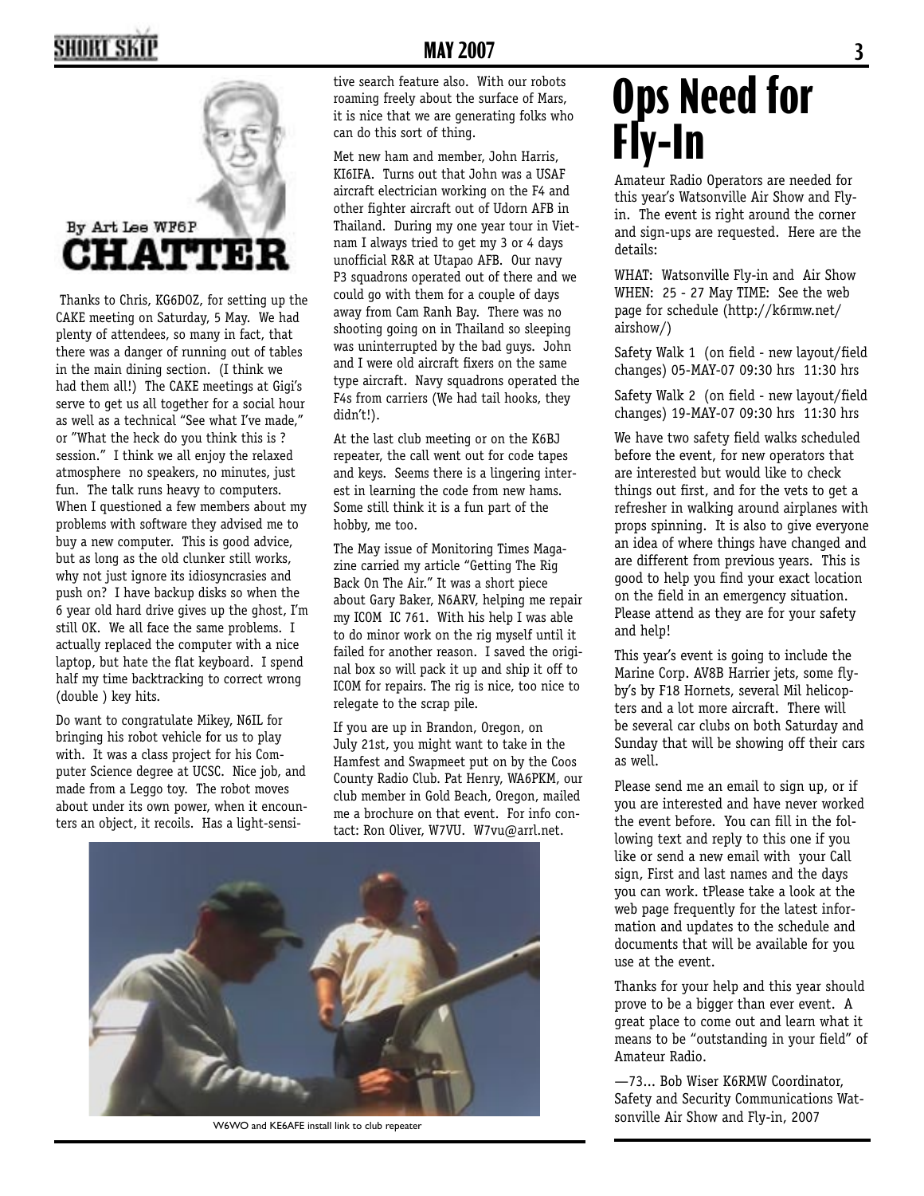By Art Lee WF6P

# CHATTER

Thanks to Chris, KG6DOZ, for setting up the CAKE meeting on Saturday, 5 May. We had plenty of attendees, so many in fact, that there was a danger of running out of tables in the main dining section. (I think we had them all!) The CAKE meetings at Gigi's serve to get us all together for a social hour as well as a technical "See what I've made," or "What the heck do you think this is ? session." I think we all enjoy the relaxed atmosphere no speakers, no minutes, just fun. The talk runs heavy to computers. When I questioned a few members about my problems with software they advised me to buy a new computer. This is good advice, but as long as the old clunker still works, why not just ignore its idiosyncrasies and push on? I have backup disks so when the 6 year old hard drive gives up the ghost, I'm still OK. We all face the same problems. I actually replaced the computer with a nice laptop, but hate the flat keyboard. I spend half my time backtracking to correct wrong (double ) key hits.

Do want to congratulate Mikey, N6IL for bringing his robot vehicle for us to play with. It was a class project for his Computer Science degree at UCSC. Nice job, and made from a Leggo toy. The robot moves about under its own power, when it encounters an object, it recoils. Has a light-sensitive search feature also. With our robots roaming freely about the surface of Mars, it is nice that we are generating folks who can do this sort of thing.

Met new ham and member, John Harris, KI6IFA. Turns out that John was a USAF aircraft electrician working on the F4 and other fighter aircraft out of Udorn AFB in Thailand. During my one year tour in Vietnam I always tried to get my 3 or 4 days unofficial R&R at Utapao AFB. Our navy P3 squadrons operated out of there and we could go with them for a couple of days away from Cam Ranh Bay. There was no shooting going on in Thailand so sleeping was uninterrupted by the bad guys. John and I were old aircraft fixers on the same type aircraft. Navy squadrons operated the F4s from carriers (We had tail hooks, they didn't!).

At the last club meeting or on the K6BJ repeater, the call went out for code tapes and keys. Seems there is a lingering interest in learning the code from new hams. Some still think it is a fun part of the hobby, me too.

The May issue of Monitoring Times Magazine carried my article "Getting The Rig Back On The Air." It was a short piece about Gary Baker, N6ARV, helping me repair my ICOM IC 761. With his help I was able to do minor work on the rig myself until it failed for another reason. I saved the original box so will pack it up and ship it off to ICOM for repairs. The rig is nice, too nice to relegate to the scrap pile.

If you are up in Brandon, Oregon, on July 21st, you might want to take in the Hamfest and Swapmeet put on by the Coos County Radio Club. Pat Henry, WA6PKM, our club member in Gold Beach, Oregon, mailed me a brochure on that event. For info contact: Ron Oliver, W7VU. W7vu@arrl.net.

W6WO and KE6AFE install link to club repeater

# Ops Need for Fly-In

Amateur Radio Operators are needed for this year's Watsonville Air Show and Fly-in. The event is right around the corner and sign-ups are requested. Here are the details:

WHAT: Watsonville Fly-in and Air Show
WHEN: 25 - 27 May TIME: See the web page for schedule (http://k6rmw.net/airshow/)

Safety Walk 1 (on field - new layout/field changes) 05-MAY-07 09:30 hrs 11:30 hrs

Safety Walk 2 (on field - new layout/field changes) 19-MAY-07 09:30 hrs 11:30 hrs

We have two safety field walks scheduled before the event, for new operators that are interested but would like to check things out first, and for the vets to get a refresher in walking around airplanes with props spinning. It is also to give everyone an idea of where things have changed and are different from previous years. This is good to help you find your exact location on the field in an emergency situation. Please attend as they are for your safety and help!

This year's event is going to include the Marine Corp. AV8B Harrier jets, some fly-by's by F18 Hornets, several Mil helicopters and a lot more aircraft. There will be several car clubs on both Saturday and Sunday that will be showing off their cars as well.

Please send me an email to sign up, or if you are interested and have never worked the event before. You can fill in the following text and reply to this one if you like or send a new email with your Call sign, First and last names and the days you can work. tPlease take a look at the web page frequently for the latest information and updates to the schedule and documents that will be available for you use at the event.

Thanks for your help and this year should prove to be a bigger than ever event. A great place to come out and learn what it means to be "outstanding in your field" of Amateur Radio.

—73… Bob Wiser K6RMW Coordinator, Safety and Security Communications Watsonville Air Show and Fly-in, 2007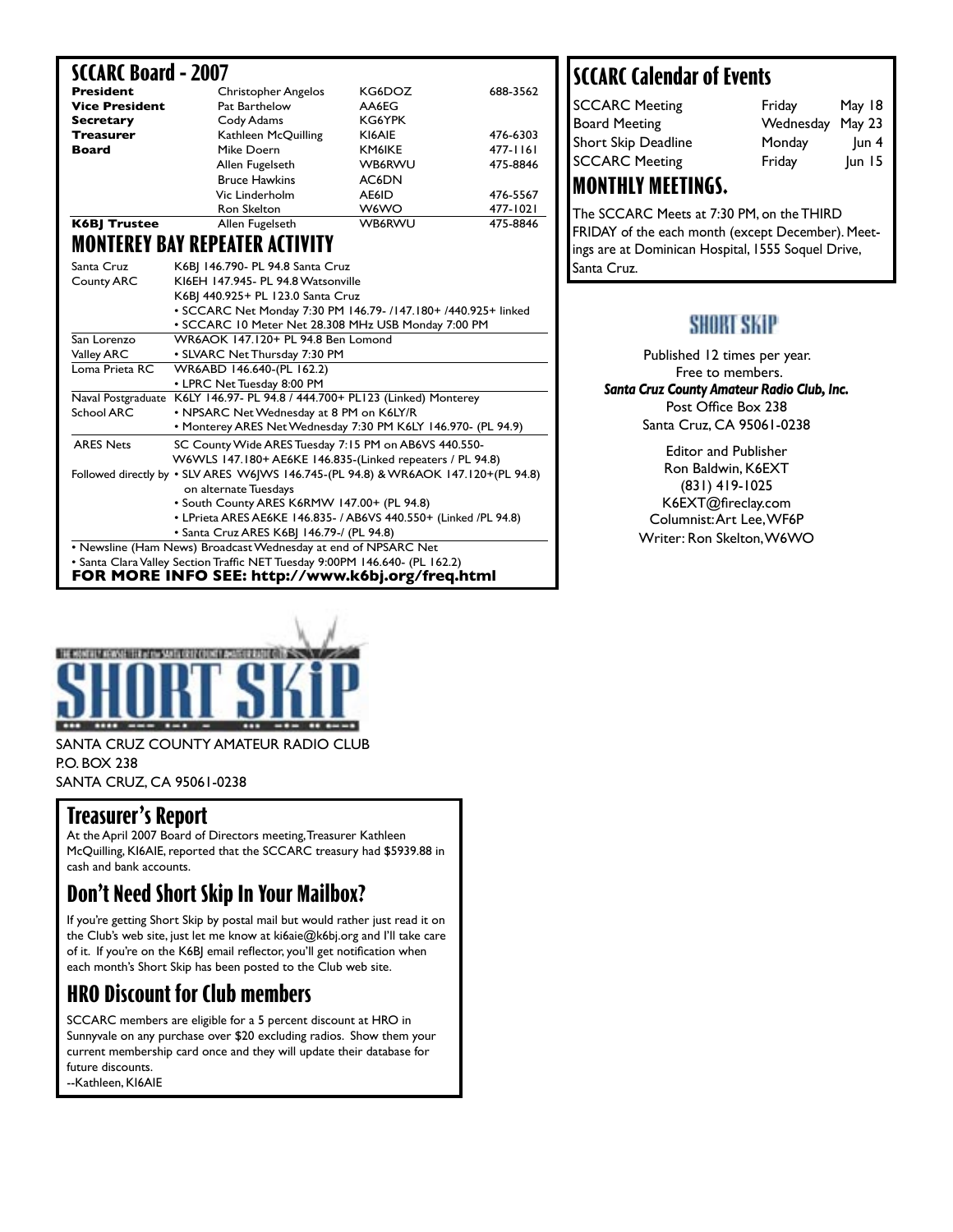## SCCARC Board - 2007

| | | | |
|---|---|---|---|
| **President** | Christopher Angelos | KG6DOZ | 688-3562 |
| **Vice President** | Pat Barthelow | AA6EG | |
| **Secretary** | Cody Adams | KG6YPK | |
| **Treasurer** | Kathleen McQuilling | KI6AIE | 476-6303 |
| **Board** | Mike Doern | KM6IKE | 477-1161 |
| | Allen Fugelseth | WB6RWU | 475-8846 |
| | Bruce Hawkins | AC6DN | |
| | Vic Linderholm | AE6ID | 476-5567 |
| | Ron Skelton | W6WO | 477-1021 |
| **K6BJ Trustee** | Allen Fugelseth | WB6RWU | 475-8846 |

## MONTEREY BAY REPEATER ACTIVITY

| | |
|---|---|
| Santa Cruz County ARC | K6BJ 146.790- PL 94.8 Santa Cruz<br>KI6EH 147.945- PL 94.8 Watsonville<br>K6BJ 440.925+ PL 123.0 Santa Cruz<br>• SCCARC Net Monday 7:30 PM 146.79- /147.180+ /440.925+ linked<br>• SCCARC 10 Meter Net 28.308 MHz USB Monday 7:00 PM |
| San Lorenzo Valley ARC | WR6AOK 147.120+ PL 94.8 Ben Lomond<br>• SLVARC Net Thursday 7:30 PM |
| Loma Prieta RC | WR6ABD 146.640-(PL 162.2)<br>• LPRC Net Tuesday 8:00 PM |
| Naval Postgraduate School ARC | K6LY 146.97- PL 94.8 / 444.700+ PL123 (Linked) Monterey<br>• NPSARC Net Wednesday at 8 PM on K6LY/R<br>• Monterey ARES Net Wednesday 7:30 PM K6LY 146.970- (PL 94.9) |
| ARES Nets | SC County Wide ARES Tuesday 7:15 PM on AB6VS 440.550-<br>W6WLS 147.180+ AE6KE 146.835-(Linked repeaters / PL 94.8) |
| Followed directly by | • SLV ARES W6JWS 146.745-(PL 94.8) & WR6AOK 147.120+(PL 94.8) on alternate Tuesdays<br>• South County ARES K6RMW 147.00+ (PL 94.8)<br>• LPrieta ARES AE6KE 146.835- / AB6VS 440.550+ (Linked /PL 94.8)<br>• Santa Cruz ARES K6BJ 146.79-/ (PL 94.8) |

• Newsline (Ham News) Broadcast Wednesday at end of NPSARC Net
• Santa Clara Valley Section Traffic NET Tuesday 9:00PM 146.640- (PL 162.2)

**FOR MORE INFO SEE: http://www.k6bj.org/freq.html**

## SCCARC Calendar of Events

| | | |
|---|---|---|
| SCCARC Meeting | Friday | May 18 |
| Board Meeting | Wednesday | May 23 |
| Short Skip Deadline | Monday | Jun 4 |
| SCCARC Meeting | Friday | Jun 15 |

## MONTHLY MEETINGS.

The SCCARC Meets at 7:30 PM, on the THIRD FRIDAY of the each month (except December). Meetings are at Dominican Hospital, 1555 Soquel Drive, Santa Cruz.

**SHORT SKIP**

Published 12 times per year.
Free to members.
***Santa Cruz County Amateur Radio Club, Inc.***
Post Office Box 238
Santa Cruz, CA 95061-0238

Editor and Publisher
Ron Baldwin, K6EXT
(831) 419-1025
K6EXT@fireclay.com
Columnist: Art Lee, WF6P
Writer: Ron Skelton, W6WO

THE MONTHLY NEWSLETTER of the SANTA CRUZ COUNTY AMATEUR RADIO CLUB

**SHORT SKiP**

SANTA CRUZ COUNTY AMATEUR RADIO CLUB
P.O. BOX 238
SANTA CRUZ, CA 95061-0238

## Treasurer's Report

At the April 2007 Board of Directors meeting, Treasurer Kathleen McQuilling, KI6AIE, reported that the SCCARC treasury had $5939.88 in cash and bank accounts.

## Don't Need Short Skip In Your Mailbox?

If you're getting Short Skip by postal mail but would rather just read it on the Club's web site, just let me know at ki6aie@k6bj.org and I'll take care of it. If you're on the K6BJ email reflector, you'll get notification when each month's Short Skip has been posted to the Club web site.

## HRO Discount for Club members

SCCARC members are eligible for a 5 percent discount at HRO in Sunnyvale on any purchase over $20 excluding radios. Show them your current membership card once and they will update their database for future discounts.

--Kathleen, KI6AIE